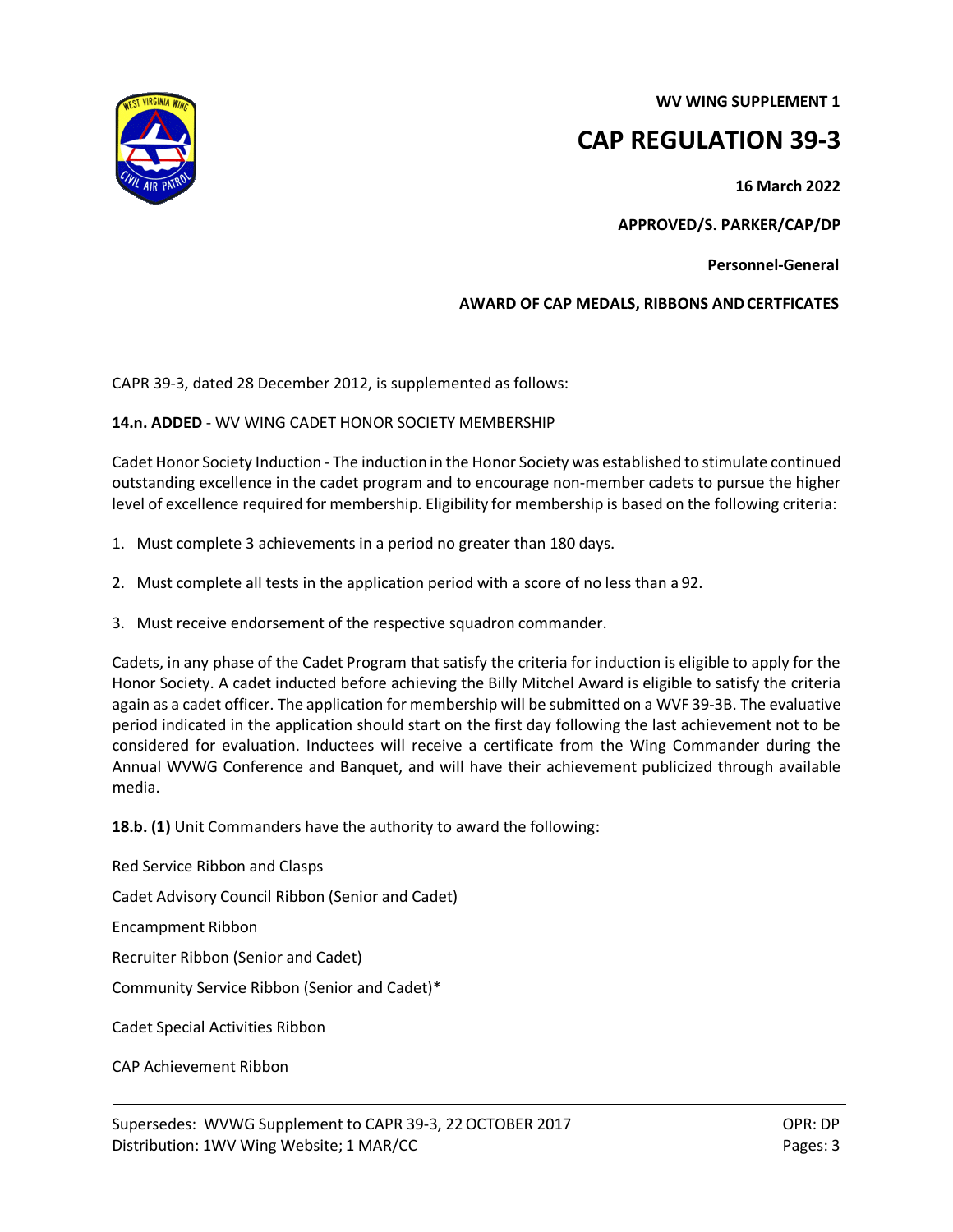**WV WING SUPPLEMENT 1**

# CAP REGULATION 39-3

**16 March 2022**

**APPROVED/S. PARKER/CAP/DP**

**Personnel-General**

**AWARD OF CAP MEDALS, RIBBONS AND CERTFICATES**

CAPR 39-3, dated 28 December 2012, is supplemented as follows:

**14.n. ADDED** - WV WING CADET HONOR SOCIETY MEMBERSHIP

Cadet Honor Society Induction - The induction in the Honor Society was established to stimulate continued outstanding excellence in the cadet program and to encourage non-member cadets to pursue the higher level of excellence required for membership. Eligibility for membership is based on the following criteria:

1. Must complete 3 achievements in a period no greater than 180 days.
2. Must complete all tests in the application period with a score of no less than a 92.
3. Must receive endorsement of the respective squadron commander.

Cadets, in any phase of the Cadet Program that satisfy the criteria for induction is eligible to apply for the Honor Society. A cadet inducted before achieving the Billy Mitchel Award is eligible to satisfy the criteria again as a cadet officer. The application for membership will be submitted on a WVF 39-3B. The evaluative period indicated in the application should start on the first day following the last achievement not to be considered for evaluation. Inductees will receive a certificate from the Wing Commander during the Annual WVWG Conference and Banquet, and will have their achievement publicized through available media.

**18.b. (1)** Unit Commanders have the authority to award the following:

Red Service Ribbon and Clasps

Cadet Advisory Council Ribbon (Senior and Cadet)

Encampment Ribbon

Recruiter Ribbon (Senior and Cadet)

Community Service Ribbon (Senior and Cadet)*

Cadet Special Activities Ribbon

CAP Achievement Ribbon

Supersedes: WVWG Supplement to CAPR 39-3, 22 OCTOBER 2017
Distribution: 1WV Wing Website; 1 MAR/CC

OPR: DP
Pages: 3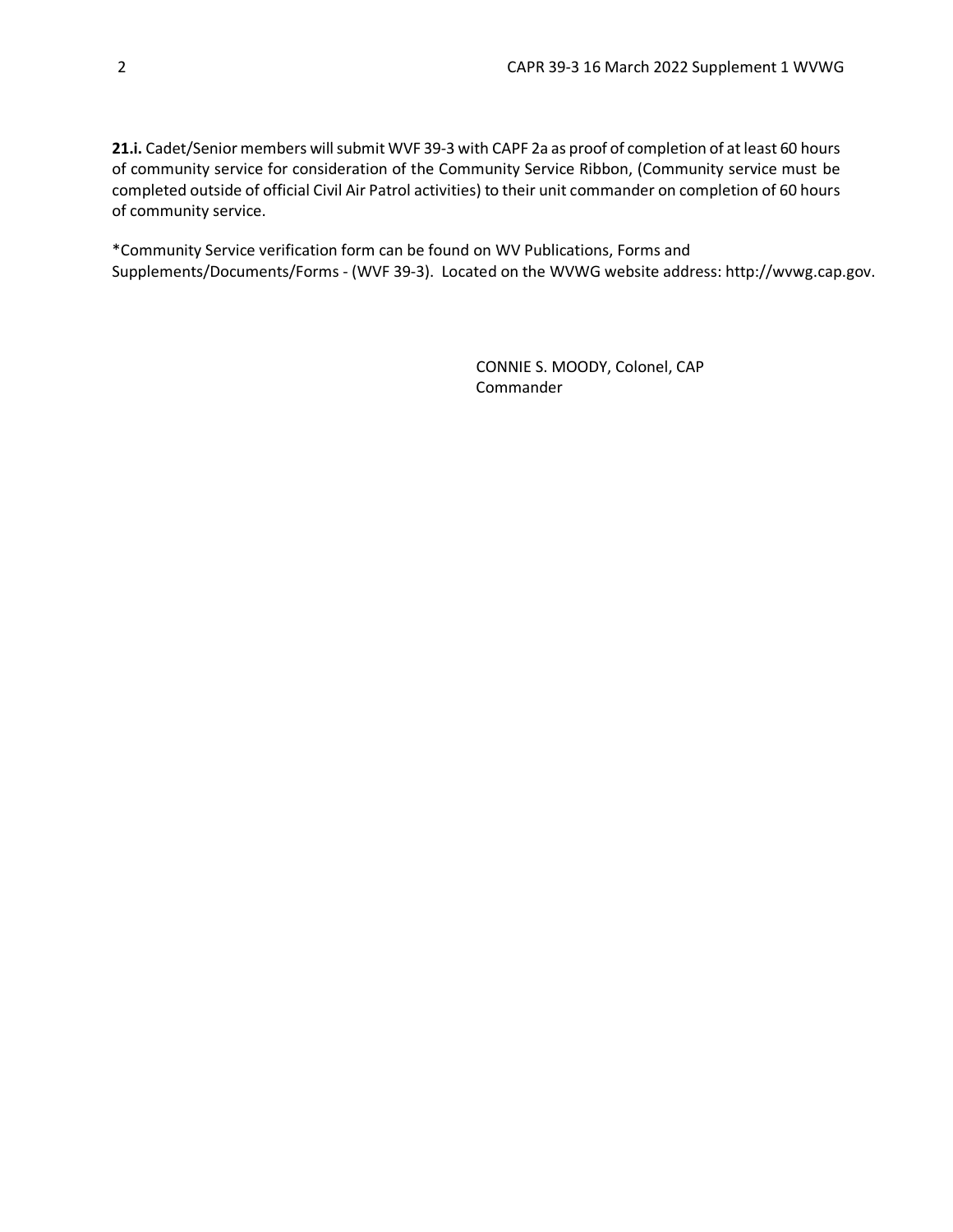**21.i.** Cadet/Senior members will submit WVF 39-3 with CAPF 2a as proof of completion of at least 60 hours of community service for consideration of the Community Service Ribbon, (Community service must be completed outside of official Civil Air Patrol activities) to their unit commander on completion of 60 hours of community service.

*Community Service verification form can be found on WV Publications, Forms and Supplements/Documents/Forms - (WVF 39-3). Located on the WVWG website address: http://wvwg.cap.gov.

CONNIE S. MOODY, Colonel, CAP
Commander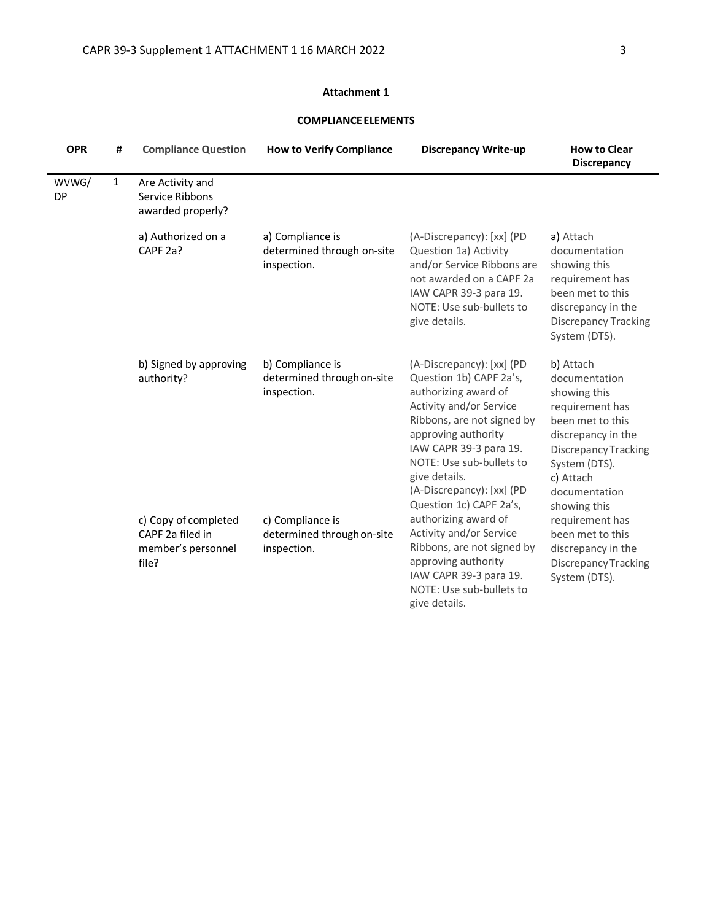**Attachment 1**

**COMPLIANCE ELEMENTS**

| OPR | # | Compliance Question | How to Verify Compliance | Discrepancy Write-up | How to Clear Discrepancy |
|---|---|---|---|---|---|
| WVWG/DP | 1 | Are Activity and Service Ribbons awarded properly? | | | |
| | | a) Authorized on a CAPF 2a? | a) Compliance is determined through on-site inspection. | (A-Discrepancy): [xx] (PD Question 1a) Activity and/or Service Ribbons are not awarded on a CAPF 2a IAW CAPR 39-3 para 19. NOTE: Use sub-bullets to give details. | a) Attach documentation showing this requirement has been met to this discrepancy in the Discrepancy Tracking System (DTS). |
| | | b) Signed by approving authority? | b) Compliance is determined through on-site inspection. | (A-Discrepancy): [xx] (PD Question 1b) CAPF 2a's, authorizing award of Activity and/or Service Ribbons, are not signed by approving authority IAW CAPR 39-3 para 19. NOTE: Use sub-bullets to give details. | b) Attach documentation showing this requirement has been met to this discrepancy in the Discrepancy Tracking System (DTS). |
| | | c) Copy of completed CAPF 2a filed in member's personnel file? | c) Compliance is determined through on-site inspection. | (A-Discrepancy): [xx] (PD Question 1c) CAPF 2a's, authorizing award of Activity and/or Service Ribbons, are not signed by approving authority IAW CAPR 39-3 para 19. NOTE: Use sub-bullets to give details. | c) Attach documentation showing this requirement has been met to this discrepancy in the Discrepancy Tracking System (DTS). |